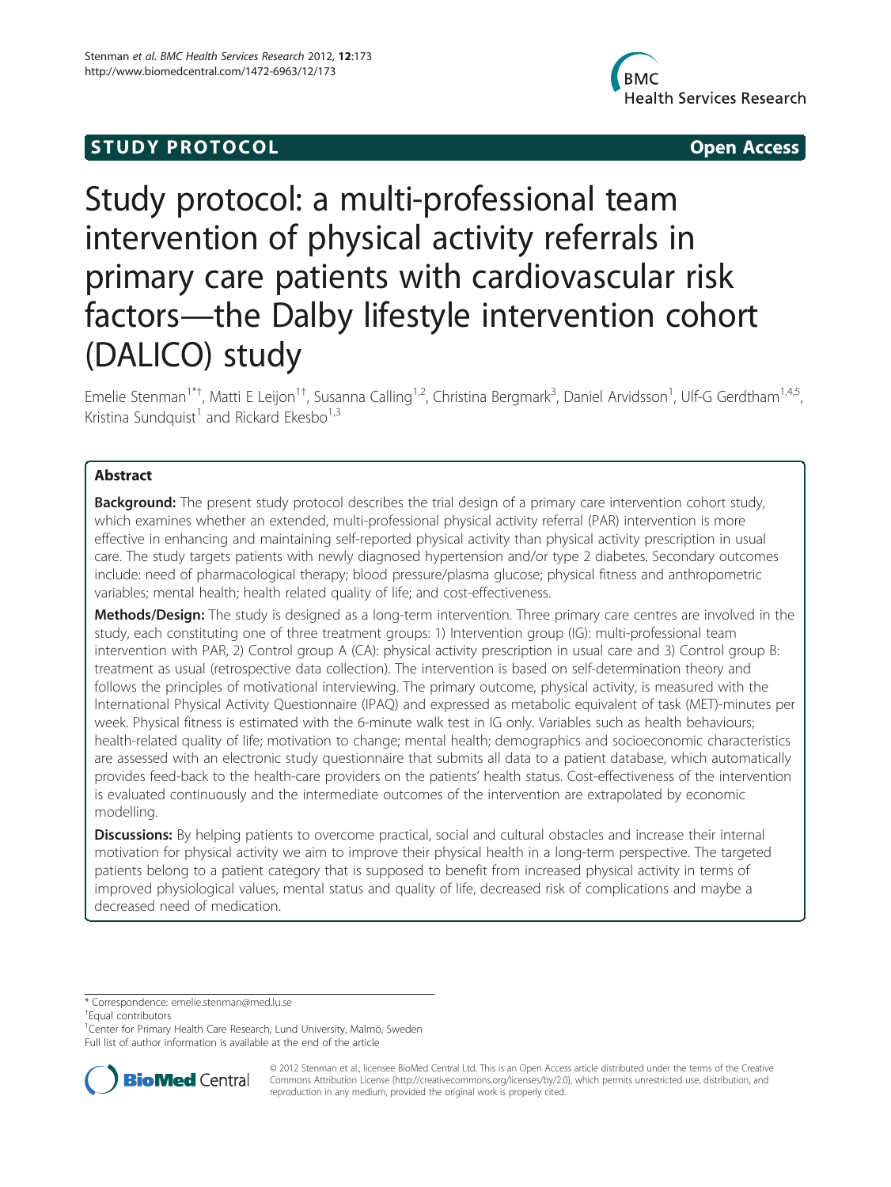STUDY PROTOCOL Open Access

# Study protocol: a multi-professional team intervention of physical activity referrals in primary care patients with cardiovascular risk factors—the Dalby lifestyle intervention cohort (DALICO) study

Emelie Stenman[1*†], Matti E Leijon[1†], Susanna Calling[1,2], Christina Bergmark[3], Daniel Arvidsson[1], Ulf-G Gerdtham[1,4,5], Kristina Sundquist[1] and Rickard Ekesbo[1,3]

## Abstract

**Background:** The present study protocol describes the trial design of a primary care intervention cohort study, which examines whether an extended, multi-professional physical activity referral (PAR) intervention is more effective in enhancing and maintaining self-reported physical activity than physical activity prescription in usual care. The study targets patients with newly diagnosed hypertension and/or type 2 diabetes. Secondary outcomes include: need of pharmacological therapy; blood pressure/plasma glucose; physical fitness and anthropometric variables; mental health; health related quality of life; and cost-effectiveness.

**Methods/Design:** The study is designed as a long-term intervention. Three primary care centres are involved in the study, each constituting one of three treatment groups: 1) Intervention group (IG): multi-professional team intervention with PAR, 2) Control group A (CA): physical activity prescription in usual care and 3) Control group B: treatment as usual (retrospective data collection). The intervention is based on self-determination theory and follows the principles of motivational interviewing. The primary outcome, physical activity, is measured with the International Physical Activity Questionnaire (IPAQ) and expressed as metabolic equivalent of task (MET)-minutes per week. Physical fitness is estimated with the 6-minute walk test in IG only. Variables such as health behaviours; health-related quality of life; motivation to change; mental health; demographics and socioeconomic characteristics are assessed with an electronic study questionnaire that submits all data to a patient database, which automatically provides feed-back to the health-care providers on the patients' health status. Cost-effectiveness of the intervention is evaluated continuously and the intermediate outcomes of the intervention are extrapolated by economic modelling.

**Discussions:** By helping patients to overcome practical, social and cultural obstacles and increase their internal motivation for physical activity we aim to improve their physical health in a long-term perspective. The targeted patients belong to a patient category that is supposed to benefit from increased physical activity in terms of improved physiological values, mental status and quality of life, decreased risk of complications and maybe a decreased need of medication.

---

\* Correspondence: emelie.stenman@med.lu.se
†Equal contributors
[1]Center for Primary Health Care Research, Lund University, Malmö, Sweden
Full list of author information is available at the end of the article

© 2012 Stenman et al.; licensee BioMed Central Ltd. This is an Open Access article distributed under the terms of the Creative Commons Attribution License (http://creativecommons.org/licenses/by/2.0), which permits unrestricted use, distribution, and reproduction in any medium, provided the original work is properly cited.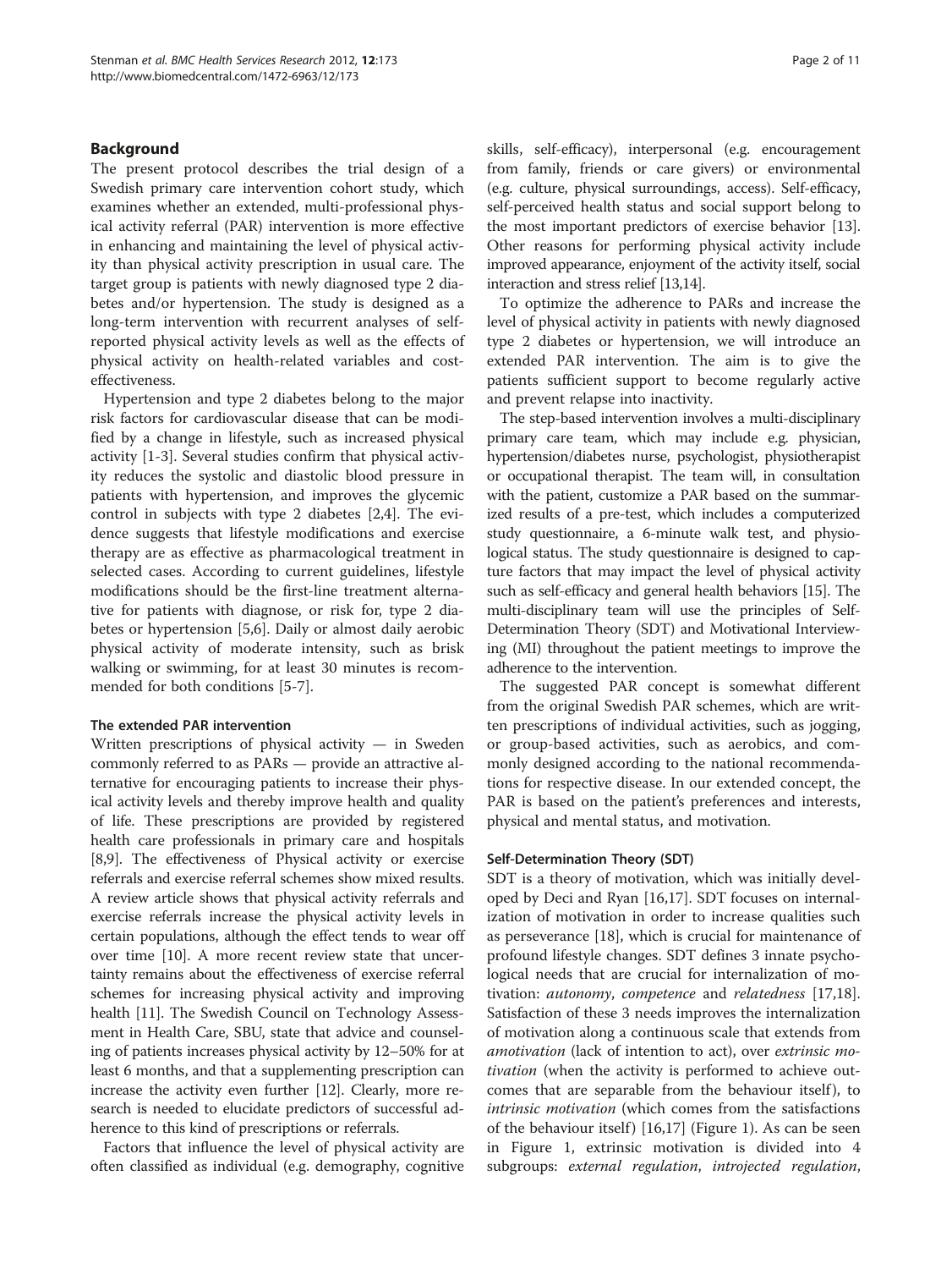## Background

The present protocol describes the trial design of a Swedish primary care intervention cohort study, which examines whether an extended, multi-professional physical activity referral (PAR) intervention is more effective in enhancing and maintaining the level of physical activity than physical activity prescription in usual care. The target group is patients with newly diagnosed type 2 diabetes and/or hypertension. The study is designed as a long-term intervention with recurrent analyses of self-reported physical activity levels as well as the effects of physical activity on health-related variables and cost-effectiveness.

Hypertension and type 2 diabetes belong to the major risk factors for cardiovascular disease that can be modified by a change in lifestyle, such as increased physical activity [1-3]. Several studies confirm that physical activity reduces the systolic and diastolic blood pressure in patients with hypertension, and improves the glycemic control in subjects with type 2 diabetes [2,4]. The evidence suggests that lifestyle modifications and exercise therapy are as effective as pharmacological treatment in selected cases. According to current guidelines, lifestyle modifications should be the first-line treatment alternative for patients with diagnose, or risk for, type 2 diabetes or hypertension [5,6]. Daily or almost daily aerobic physical activity of moderate intensity, such as brisk walking or swimming, for at least 30 minutes is recommended for both conditions [5-7].

### The extended PAR intervention

Written prescriptions of physical activity — in Sweden commonly referred to as PARs — provide an attractive alternative for encouraging patients to increase their physical activity levels and thereby improve health and quality of life. These prescriptions are provided by registered health care professionals in primary care and hospitals [8,9]. The effectiveness of Physical activity or exercise referrals and exercise referral schemes show mixed results. A review article shows that physical activity referrals and exercise referrals increase the physical activity levels in certain populations, although the effect tends to wear off over time [10]. A more recent review state that uncertainty remains about the effectiveness of exercise referral schemes for increasing physical activity and improving health [11]. The Swedish Council on Technology Assessment in Health Care, SBU, state that advice and counseling of patients increases physical activity by 12–50% for at least 6 months, and that a supplementing prescription can increase the activity even further [12]. Clearly, more research is needed to elucidate predictors of successful adherence to this kind of prescriptions or referrals.

Factors that influence the level of physical activity are often classified as individual (e.g. demography, cognitive skills, self-efficacy), interpersonal (e.g. encouragement from family, friends or care givers) or environmental (e.g. culture, physical surroundings, access). Self-efficacy, self-perceived health status and social support belong to the most important predictors of exercise behavior [13]. Other reasons for performing physical activity include improved appearance, enjoyment of the activity itself, social interaction and stress relief [13,14].

To optimize the adherence to PARs and increase the level of physical activity in patients with newly diagnosed type 2 diabetes or hypertension, we will introduce an extended PAR intervention. The aim is to give the patients sufficient support to become regularly active and prevent relapse into inactivity.

The step-based intervention involves a multi-disciplinary primary care team, which may include e.g. physician, hypertension/diabetes nurse, psychologist, physiotherapist or occupational therapist. The team will, in consultation with the patient, customize a PAR based on the summarized results of a pre-test, which includes a computerized study questionnaire, a 6-minute walk test, and physiological status. The study questionnaire is designed to capture factors that may impact the level of physical activity such as self-efficacy and general health behaviors [15]. The multi-disciplinary team will use the principles of Self-Determination Theory (SDT) and Motivational Interviewing (MI) throughout the patient meetings to improve the adherence to the intervention.

The suggested PAR concept is somewhat different from the original Swedish PAR schemes, which are written prescriptions of individual activities, such as jogging, or group-based activities, such as aerobics, and commonly designed according to the national recommendations for respective disease. In our extended concept, the PAR is based on the patient's preferences and interests, physical and mental status, and motivation.

### Self-Determination Theory (SDT)

SDT is a theory of motivation, which was initially developed by Deci and Ryan [16,17]. SDT focuses on internalization of motivation in order to increase qualities such as perseverance [18], which is crucial for maintenance of profound lifestyle changes. SDT defines 3 innate psychological needs that are crucial for internalization of motivation: *autonomy*, *competence* and *relatedness* [17,18]. Satisfaction of these 3 needs improves the internalization of motivation along a continuous scale that extends from *amotivation* (lack of intention to act), over *extrinsic motivation* (when the activity is performed to achieve outcomes that are separable from the behaviour itself), to *intrinsic motivation* (which comes from the satisfactions of the behaviour itself) [16,17] (Figure 1). As can be seen in Figure 1, extrinsic motivation is divided into 4 subgroups: *external regulation*, *introjected regulation*,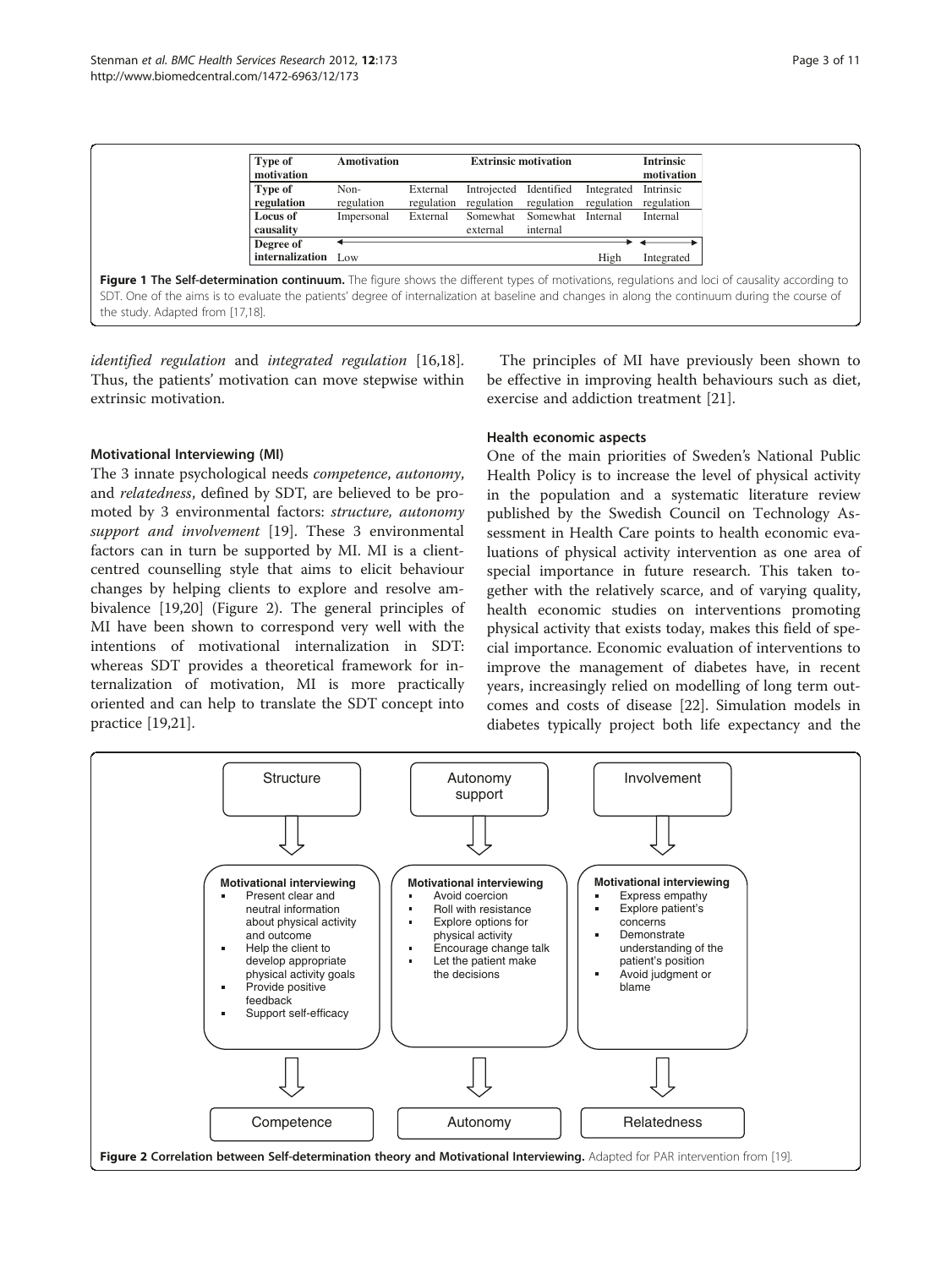| Type of motivation | Amotivation | Extrinsic motivation | | | | Intrinsic motivation |
|---|---|---|---|---|---|---|
| Type of regulation | Non-regulation | External regulation | Introjected regulation | Identified regulation | Integrated regulation | Intrinsic regulation |
| Locus of causality | Impersonal | External | Somewhat external | Somewhat internal | Internal | Internal |
| Degree of internalization | Low | | | | High | Integrated |

**Figure 1 The Self-determination continuum.** The figure shows the different types of motivations, regulations and loci of causality according to SDT. One of the aims is to evaluate the patients' degree of internalization at baseline and changes in along the continuum during the course of the study. Adapted from [17,18].

*identified regulation* and *integrated regulation* [16,18]. Thus, the patients' motivation can move stepwise within extrinsic motivation.

### Motivational Interviewing (MI)

The 3 innate psychological needs *competence*, *autonomy*, and *relatedness*, defined by SDT, are believed to be promoted by 3 environmental factors: *structure, autonomy support and involvement* [19]. These 3 environmental factors can in turn be supported by MI. MI is a client-centred counselling style that aims to elicit behaviour changes by helping clients to explore and resolve ambivalence [19,20] (Figure 2). The general principles of MI have been shown to correspond very well with the intentions of motivational internalization in SDT: whereas SDT provides a theoretical framework for internalization of motivation, MI is more practically oriented and can help to translate the SDT concept into practice [19,21].

The principles of MI have previously been shown to be effective in improving health behaviours such as diet, exercise and addiction treatment [21].

### Health economic aspects

One of the main priorities of Sweden's National Public Health Policy is to increase the level of physical activity in the population and a systematic literature review published by the Swedish Council on Technology Assessment in Health Care points to health economic evaluations of physical activity intervention as one area of special importance in future research. This taken together with the relatively scarce, and of varying quality, health economic studies on interventions promoting physical activity that exists today, makes this field of special importance. Economic evaluation of interventions to improve the management of diabetes have, in recent years, increasingly relied on modelling of long term outcomes and costs of disease [22]. Simulation models in diabetes typically project both life expectancy and the

| Structure | Autonomy support | Involvement |
|---|---|---|
| **Motivational interviewing**<br>▪ Present clear and neutral information about physical activity and outcome<br>▪ Help the client to develop appropriate physical activity goals<br>▪ Provide positive feedback<br>▪ Support self-efficacy | **Motivational interviewing**<br>▪ Avoid coercion<br>▪ Roll with resistance<br>▪ Explore options for physical activity<br>▪ Encourage change talk<br>▪ Let the patient make the decisions | **Motivational interviewing**<br>▪ Express empathy<br>▪ Explore patient's concerns<br>▪ Demonstrate understanding of the patient's position<br>▪ Avoid judgment or blame |
| Competence | Autonomy | Relatedness |

**Figure 2 Correlation between Self-determination theory and Motivational Interviewing.** Adapted for PAR intervention from [19].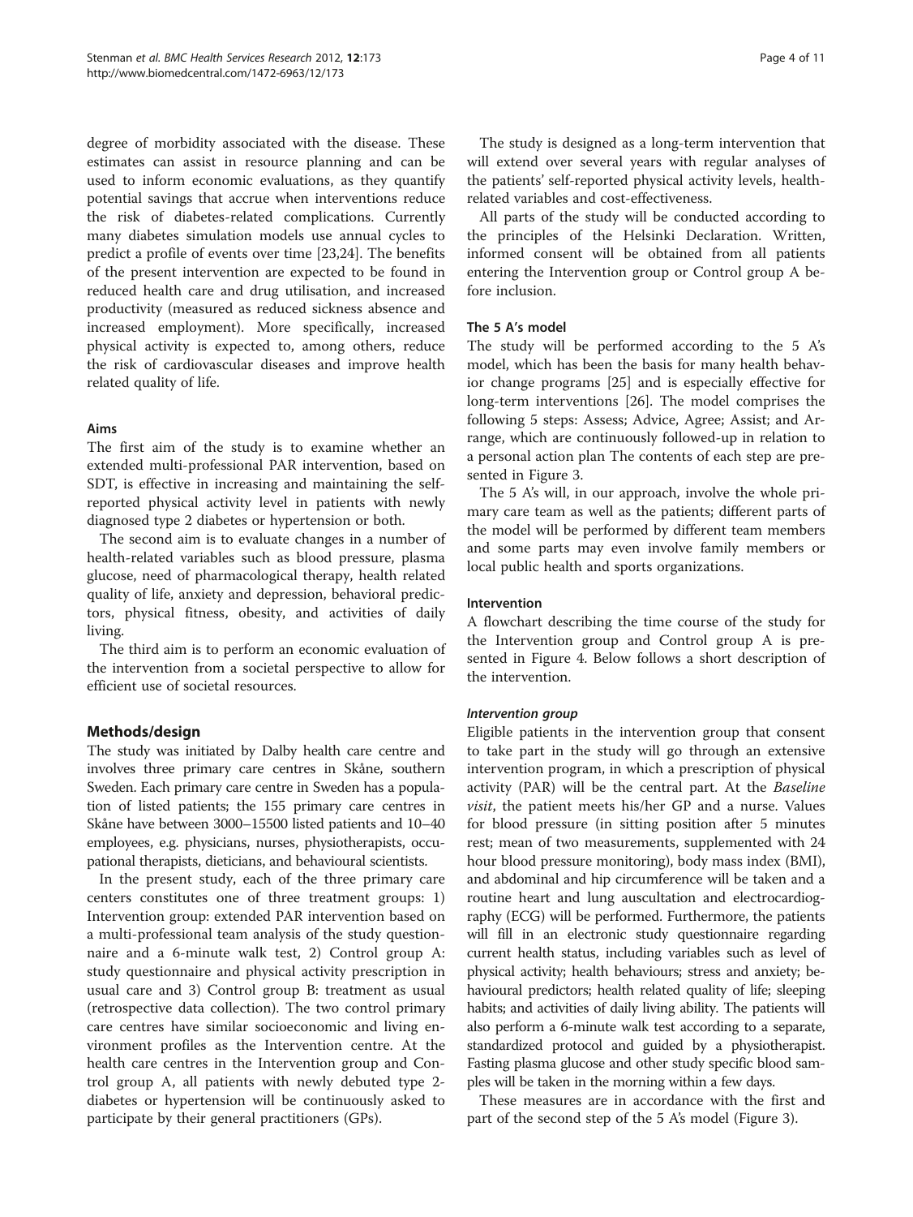degree of morbidity associated with the disease. These estimates can assist in resource planning and can be used to inform economic evaluations, as they quantify potential savings that accrue when interventions reduce the risk of diabetes-related complications. Currently many diabetes simulation models use annual cycles to predict a profile of events over time [23,24]. The benefits of the present intervention are expected to be found in reduced health care and drug utilisation, and increased productivity (measured as reduced sickness absence and increased employment). More specifically, increased physical activity is expected to, among others, reduce the risk of cardiovascular diseases and improve health related quality of life.

### Aims

The first aim of the study is to examine whether an extended multi-professional PAR intervention, based on SDT, is effective in increasing and maintaining the self-reported physical activity level in patients with newly diagnosed type 2 diabetes or hypertension or both.

The second aim is to evaluate changes in a number of health-related variables such as blood pressure, plasma glucose, need of pharmacological therapy, health related quality of life, anxiety and depression, behavioral predictors, physical fitness, obesity, and activities of daily living.

The third aim is to perform an economic evaluation of the intervention from a societal perspective to allow for efficient use of societal resources.

## Methods/design

The study was initiated by Dalby health care centre and involves three primary care centres in Skåne, southern Sweden. Each primary care centre in Sweden has a population of listed patients; the 155 primary care centres in Skåne have between 3000–15500 listed patients and 10–40 employees, e.g. physicians, nurses, physiotherapists, occupational therapists, dieticians, and behavioural scientists.

In the present study, each of the three primary care centers constitutes one of three treatment groups: 1) Intervention group: extended PAR intervention based on a multi-professional team analysis of the study questionnaire and a 6-minute walk test, 2) Control group A: study questionnaire and physical activity prescription in usual care and 3) Control group B: treatment as usual (retrospective data collection). The two control primary care centres have similar socioeconomic and living environment profiles as the Intervention centre. At the health care centres in the Intervention group and Control group A, all patients with newly debuted type 2-diabetes or hypertension will be continuously asked to participate by their general practitioners (GPs).

The study is designed as a long-term intervention that will extend over several years with regular analyses of the patients' self-reported physical activity levels, health-related variables and cost-effectiveness.

All parts of the study will be conducted according to the principles of the Helsinki Declaration. Written, informed consent will be obtained from all patients entering the Intervention group or Control group A before inclusion.

### The 5 A's model

The study will be performed according to the 5 A's model, which has been the basis for many health behavior change programs [25] and is especially effective for long-term interventions [26]. The model comprises the following 5 steps: Assess; Advice, Agree; Assist; and Arrange, which are continuously followed-up in relation to a personal action plan The contents of each step are presented in Figure 3.

The 5 A's will, in our approach, involve the whole primary care team as well as the patients; different parts of the model will be performed by different team members and some parts may even involve family members or local public health and sports organizations.

### Intervention

A flowchart describing the time course of the study for the Intervention group and Control group A is presented in Figure 4. Below follows a short description of the intervention.

#### *Intervention group*

Eligible patients in the intervention group that consent to take part in the study will go through an extensive intervention program, in which a prescription of physical activity (PAR) will be the central part. At the *Baseline visit*, the patient meets his/her GP and a nurse. Values for blood pressure (in sitting position after 5 minutes rest; mean of two measurements, supplemented with 24 hour blood pressure monitoring), body mass index (BMI), and abdominal and hip circumference will be taken and a routine heart and lung auscultation and electrocardiography (ECG) will be performed. Furthermore, the patients will fill in an electronic study questionnaire regarding current health status, including variables such as level of physical activity; health behaviours; stress and anxiety; behavioural predictors; health related quality of life; sleeping habits; and activities of daily living ability. The patients will also perform a 6-minute walk test according to a separate, standardized protocol and guided by a physiotherapist. Fasting plasma glucose and other study specific blood samples will be taken in the morning within a few days.

These measures are in accordance with the first and part of the second step of the 5 A's model (Figure 3).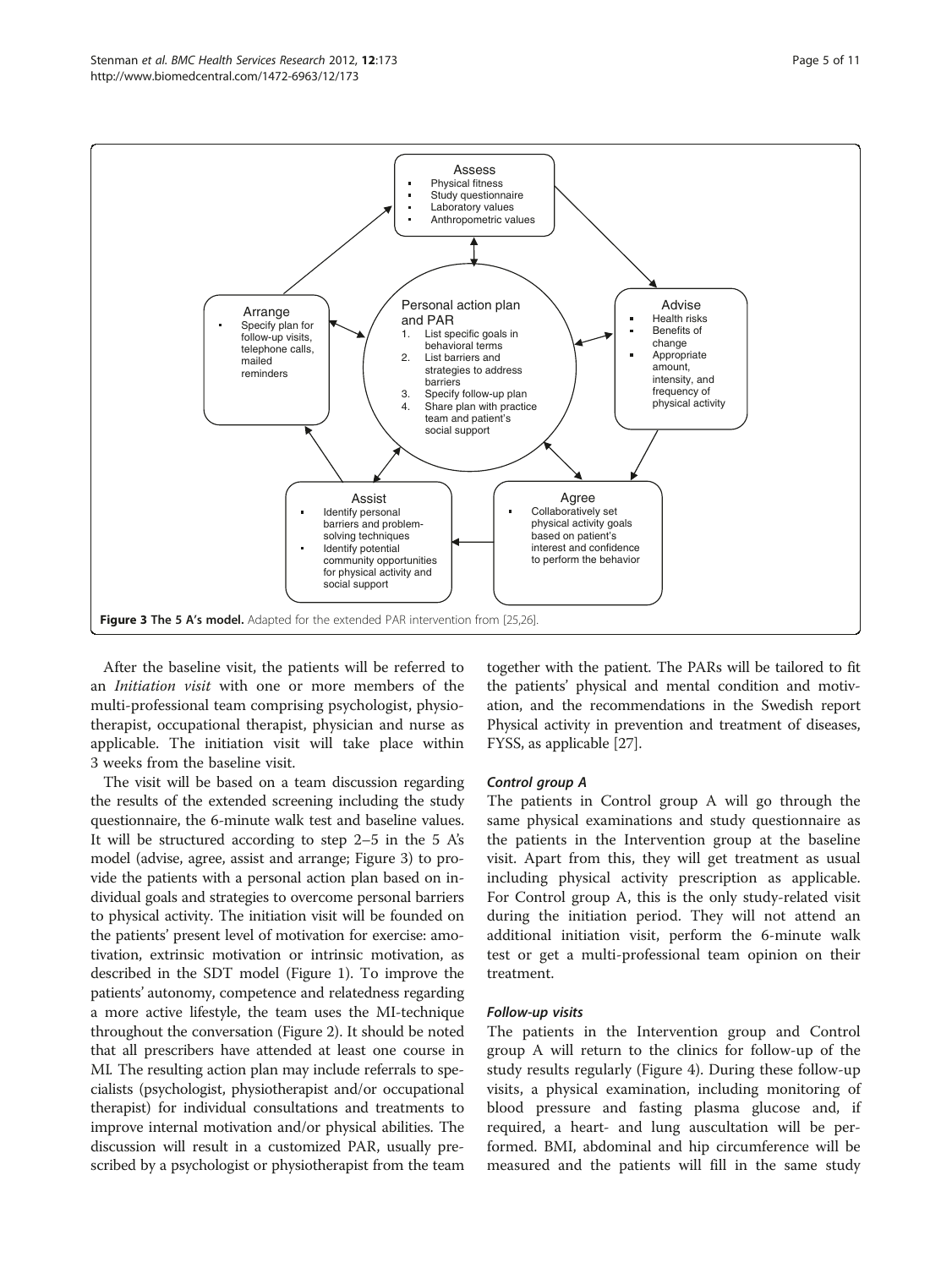**Assess**
- Physical fitness
- Study questionnaire
- Laboratory values
- Anthropometric values

**Advise**
- Health risks
- Benefits of change
- Appropriate amount, intensity, and frequency of physical activity

**Agree**
- Collaboratively set physical activity goals based on patient's interest and confidence to perform the behavior

**Assist**
- Identify personal barriers and problem-solving techniques
- Identify potential community opportunities for physical activity and social support

**Arrange**
- Specify plan for follow-up visits, telephone calls, mailed reminders

**Personal action plan and PAR**
1. List specific goals in behavioral terms
2. List barriers and strategies to address barriers
3. Specify follow-up plan
4. Share plan with practice team and patient's social support

**Figure 3 The 5 A's model.** Adapted for the extended PAR intervention from [25,26].

After the baseline visit, the patients will be referred to an *Initiation visit* with one or more members of the multi-professional team comprising psychologist, physiotherapist, occupational therapist, physician and nurse as applicable. The initiation visit will take place within 3 weeks from the baseline visit.

The visit will be based on a team discussion regarding the results of the extended screening including the study questionnaire, the 6-minute walk test and baseline values. It will be structured according to step 2–5 in the 5 A's model (advise, agree, assist and arrange; Figure 3) to provide the patients with a personal action plan based on individual goals and strategies to overcome personal barriers to physical activity. The initiation visit will be founded on the patients' present level of motivation for exercise: amotivation, extrinsic motivation or intrinsic motivation, as described in the SDT model (Figure 1). To improve the patients' autonomy, competence and relatedness regarding a more active lifestyle, the team uses the MI-technique throughout the conversation (Figure 2). It should be noted that all prescribers have attended at least one course in MI. The resulting action plan may include referrals to specialists (psychologist, physiotherapist and/or occupational therapist) for individual consultations and treatments to improve internal motivation and/or physical abilities. The discussion will result in a customized PAR, usually prescribed by a psychologist or physiotherapist from the team together with the patient. The PARs will be tailored to fit the patients' physical and mental condition and motivation, and the recommendations in the Swedish report Physical activity in prevention and treatment of diseases, FYSS, as applicable [27].

### Control group A

The patients in Control group A will go through the same physical examinations and study questionnaire as the patients in the Intervention group at the baseline visit. Apart from this, they will get treatment as usual including physical activity prescription as applicable. For Control group A, this is the only study-related visit during the initiation period. They will not attend an additional initiation visit, perform the 6-minute walk test or get a multi-professional team opinion on their treatment.

### Follow-up visits

The patients in the Intervention group and Control group A will return to the clinics for follow-up of the study results regularly (Figure 4). During these follow-up visits, a physical examination, including monitoring of blood pressure and fasting plasma glucose and, if required, a heart- and lung auscultation will be performed. BMI, abdominal and hip circumference will be measured and the patients will fill in the same study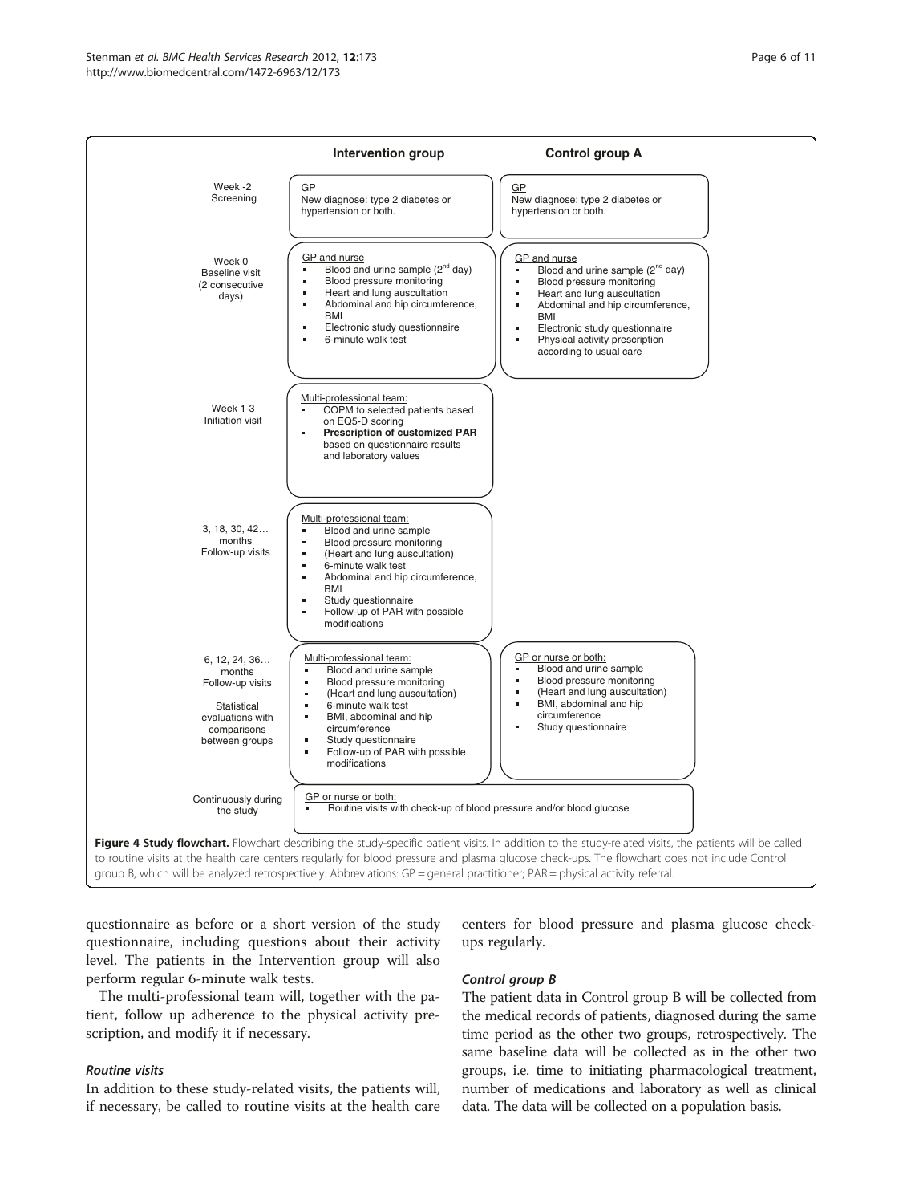| | Intervention group | Control group A |
|---|---|---|
| Week -2 Screening | GP<br>New diagnose: type 2 diabetes or hypertension or both. | GP<br>New diagnose: type 2 diabetes or hypertension or both. |
| Week 0 Baseline visit (2 consecutive days) | GP and nurse<br>▪ Blood and urine sample (2nd day)<br>▪ Blood pressure monitoring<br>▪ Heart and lung auscultation<br>▪ Abdominal and hip circumference, BMI<br>▪ Electronic study questionnaire<br>▪ 6-minute walk test | GP and nurse<br>▪ Blood and urine sample (2nd day)<br>▪ Blood pressure monitoring<br>▪ Heart and lung auscultation<br>▪ Abdominal and hip circumference, BMI<br>▪ Electronic study questionnaire<br>▪ Physical activity prescription according to usual care |
| Week 1-3 Initiation visit | Multi-professional team:<br>▪ COPM to selected patients based on EQ5-D scoring<br>▪ **Prescription of customized PAR** based on questionnaire results and laboratory values | |
| 3, 18, 30, 42… months Follow-up visits | Multi-professional team:<br>▪ Blood and urine sample<br>▪ Blood pressure monitoring<br>▪ (Heart and lung auscultation)<br>▪ 6-minute walk test<br>▪ Abdominal and hip circumference, BMI<br>▪ Study questionnaire<br>▪ Follow-up of PAR with possible modifications | |
| 6, 12, 24, 36… months Follow-up visits<br><br>Statistical evaluations with comparisons between groups | Multi-professional team:<br>▪ Blood and urine sample<br>▪ Blood pressure monitoring<br>▪ (Heart and lung auscultation)<br>▪ 6-minute walk test<br>▪ BMI, abdominal and hip circumference<br>▪ Study questionnaire<br>▪ Follow-up of PAR with possible modifications | GP or nurse or both:<br>▪ Blood and urine sample<br>▪ Blood pressure monitoring<br>▪ (Heart and lung auscultation)<br>▪ BMI, abdominal and hip circumference<br>▪ Study questionnaire |
| Continuously during the study | GP or nurse or both:<br>▪ Routine visits with check-up of blood pressure and/or blood glucose | |

**Figure 4 Study flowchart.** Flowchart describing the study-specific patient visits. In addition to the study-related visits, the patients will be called to routine visits at the health care centers regularly for blood pressure and plasma glucose check-ups. The flowchart does not include Control group B, which will be analyzed retrospectively. Abbreviations: GP = general practitioner; PAR = physical activity referral.

questionnaire as before or a short version of the study questionnaire, including questions about their activity level. The patients in the Intervention group will also perform regular 6-minute walk tests.

The multi-professional team will, together with the patient, follow up adherence to the physical activity prescription, and modify it if necessary.

### *Routine visits*

In addition to these study-related visits, the patients will, if necessary, be called to routine visits at the health care centers for blood pressure and plasma glucose check-ups regularly.

### *Control group B*

The patient data in Control group B will be collected from the medical records of patients, diagnosed during the same time period as the other two groups, retrospectively. The same baseline data will be collected as in the other two groups, i.e. time to initiating pharmacological treatment, number of medications and laboratory as well as clinical data. The data will be collected on a population basis.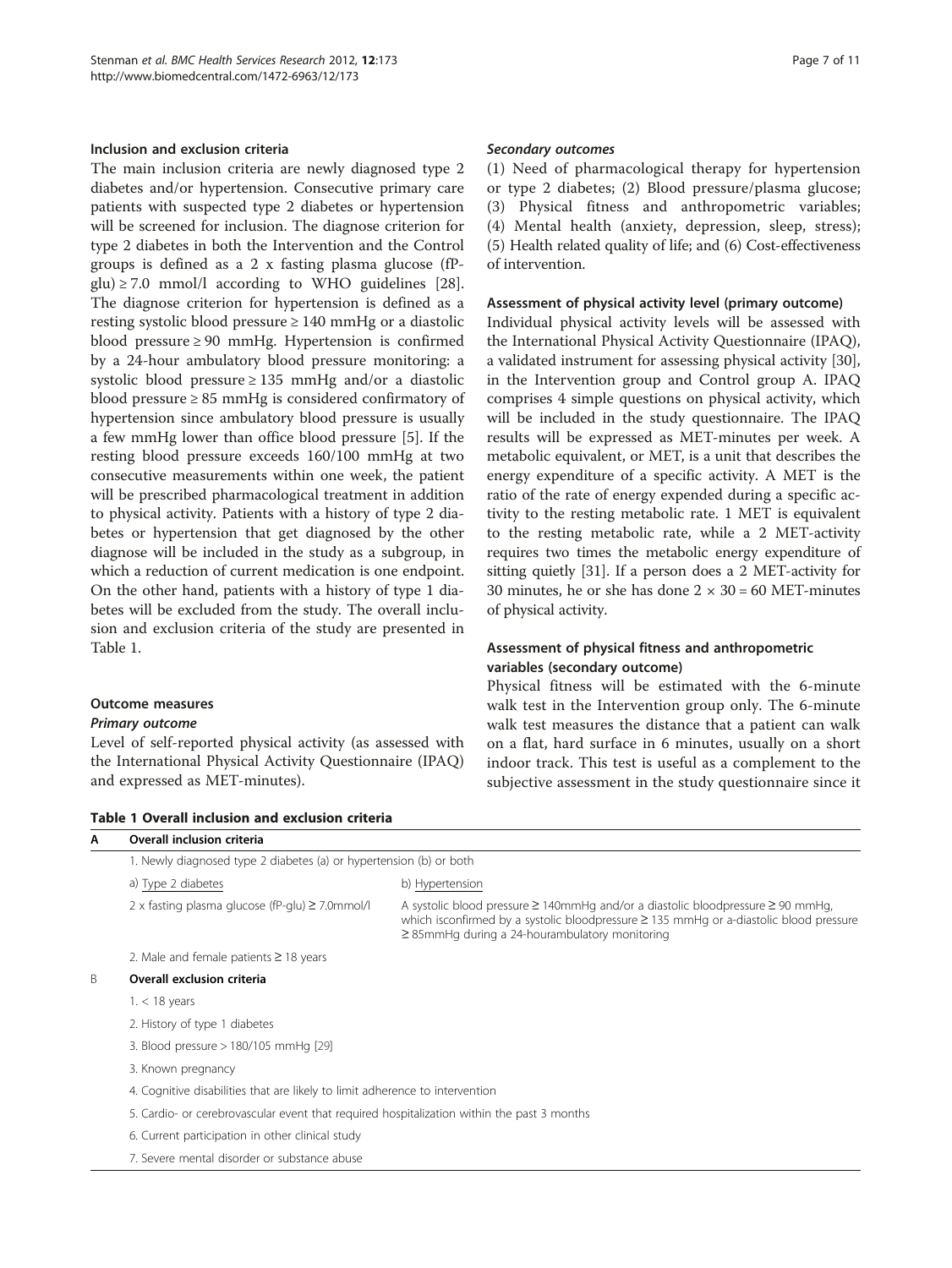### Inclusion and exclusion criteria

The main inclusion criteria are newly diagnosed type 2 diabetes and/or hypertension. Consecutive primary care patients with suspected type 2 diabetes or hypertension will be screened for inclusion. The diagnose criterion for type 2 diabetes in both the Intervention and the Control groups is defined as a 2 x fasting plasma glucose (fP-glu) ≥ 7.0 mmol/l according to WHO guidelines [28]. The diagnose criterion for hypertension is defined as a resting systolic blood pressure ≥ 140 mmHg or a diastolic blood pressure ≥ 90 mmHg. Hypertension is confirmed by a 24-hour ambulatory blood pressure monitoring: a systolic blood pressure ≥ 135 mmHg and/or a diastolic blood pressure ≥ 85 mmHg is considered confirmatory of hypertension since ambulatory blood pressure is usually a few mmHg lower than office blood pressure [5]. If the resting blood pressure exceeds 160/100 mmHg at two consecutive measurements within one week, the patient will be prescribed pharmacological treatment in addition to physical activity. Patients with a history of type 2 diabetes or hypertension that get diagnosed by the other diagnose will be included in the study as a subgroup, in which a reduction of current medication is one endpoint. On the other hand, patients with a history of type 1 diabetes will be excluded from the study. The overall inclusion and exclusion criteria of the study are presented in Table 1.

### Outcome measures

#### *Primary outcome*

Level of self-reported physical activity (as assessed with the International Physical Activity Questionnaire (IPAQ) and expressed as MET-minutes).

#### *Secondary outcomes*

(1) Need of pharmacological therapy for hypertension or type 2 diabetes; (2) Blood pressure/plasma glucose; (3) Physical fitness and anthropometric variables; (4) Mental health (anxiety, depression, sleep, stress); (5) Health related quality of life; and (6) Cost-effectiveness of intervention.

### Assessment of physical activity level (primary outcome)

Individual physical activity levels will be assessed with the International Physical Activity Questionnaire (IPAQ), a validated instrument for assessing physical activity [30], in the Intervention group and Control group A. IPAQ comprises 4 simple questions on physical activity, which will be included in the study questionnaire. The IPAQ results will be expressed as MET-minutes per week. A metabolic equivalent, or MET, is a unit that describes the energy expenditure of a specific activity. A MET is the ratio of the rate of energy expended during a specific activity to the resting metabolic rate. 1 MET is equivalent to the resting metabolic rate, while a 2 MET-activity requires two times the metabolic energy expenditure of sitting quietly [31]. If a person does a 2 MET-activity for 30 minutes, he or she has done $2 \times 30 = 60$ MET-minutes of physical activity.

### Assessment of physical fitness and anthropometric variables (secondary outcome)

Physical fitness will be estimated with the 6-minute walk test in the Intervention group only. The 6-minute walk test measures the distance that a patient can walk on a flat, hard surface in 6 minutes, usually on a short indoor track. This test is useful as a complement to the subjective assessment in the study questionnaire since it

**Table 1 Overall inclusion and exclusion criteria**

| | | |
|---|---|---|
| **A** | **Overall inclusion criteria** | |
| | 1. Newly diagnosed type 2 diabetes (a) or hypertension (b) or both | |
| | a) Type 2 diabetes | b) Hypertension |
| | 2 x fasting plasma glucose (fP-glu) ≥ 7.0mmol/l | A systolic blood pressure ≥ 140mmHg and/or a diastolic bloodpressure ≥ 90 mmHg, which isconfirmed by a systolic bloodpressure ≥ 135 mmHg or a-diastolic blood pressure ≥ 85mmHg during a 24-hourambulatory monitoring |
| | 2. Male and female patients ≥ 18 years | |
| B | **Overall exclusion criteria** | |
| | 1. < 18 years | |
| | 2. History of type 1 diabetes | |
| | 3. Blood pressure > 180/105 mmHg [29] | |
| | 4. Known pregnancy | |
| | 4. Cognitive disabilities that are likely to limit adherence to intervention | |
| | 5. Cardio- or cerebrovascular event that required hospitalization within the past 3 months | |
| | 6. Current participation in other clinical study | |
| | 7. Severe mental disorder or substance abuse | |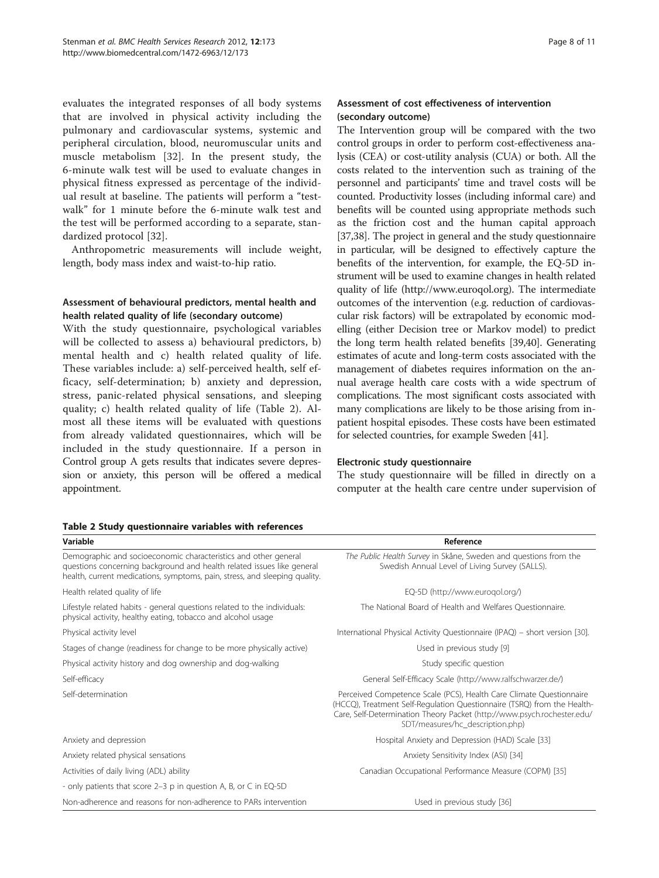evaluates the integrated responses of all body systems that are involved in physical activity including the pulmonary and cardiovascular systems, systemic and peripheral circulation, blood, neuromuscular units and muscle metabolism [32]. In the present study, the 6-minute walk test will be used to evaluate changes in physical fitness expressed as percentage of the individual result at baseline. The patients will perform a "test-walk" for 1 minute before the 6-minute walk test and the test will be performed according to a separate, standardized protocol [32].

Anthropometric measurements will include weight, length, body mass index and waist-to-hip ratio.

### Assessment of behavioural predictors, mental health and health related quality of life (secondary outcome)

With the study questionnaire, psychological variables will be collected to assess a) behavioural predictors, b) mental health and c) health related quality of life. These variables include: a) self-perceived health, self efficacy, self-determination; b) anxiety and depression, stress, panic-related physical sensations, and sleeping quality; c) health related quality of life (Table 2). Almost all these items will be evaluated with questions from already validated questionnaires, which will be included in the study questionnaire. If a person in Control group A gets results that indicates severe depression or anxiety, this person will be offered a medical appointment.

### Assessment of cost effectiveness of intervention (secondary outcome)

The Intervention group will be compared with the two control groups in order to perform cost-effectiveness analysis (CEA) or cost-utility analysis (CUA) or both. All the costs related to the intervention such as training of the personnel and participants' time and travel costs will be counted. Productivity losses (including informal care) and benefits will be counted using appropriate methods such as the friction cost and the human capital approach [37,38]. The project in general and the study questionnaire in particular, will be designed to effectively capture the benefits of the intervention, for example, the EQ-5D instrument will be used to examine changes in health related quality of life (http://www.euroqol.org). The intermediate outcomes of the intervention (e.g. reduction of cardiovascular risk factors) will be extrapolated by economic modelling (either Decision tree or Markov model) to predict the long term health related benefits [39,40]. Generating estimates of acute and long-term costs associated with the management of diabetes requires information on the annual average health care costs with a wide spectrum of complications. The most significant costs associated with many complications are likely to be those arising from inpatient hospital episodes. These costs have been estimated for selected countries, for example Sweden [41].

### Electronic study questionnaire

The study questionnaire will be filled in directly on a computer at the health care centre under supervision of

**Table 2 Study questionnaire variables with references**

| Variable | Reference |
|---|---|
| Demographic and socioeconomic characteristics and other general questions concerning background and health related issues like general health, current medications, symptoms, pain, stress, and sleeping quality. | *The Public Health Survey* in Skåne, Sweden and questions from the Swedish Annual Level of Living Survey (SALLS). |
| Health related quality of life | EQ-5D (http://www.euroqol.org/) |
| Lifestyle related habits - general questions related to the individuals: physical activity, healthy eating, tobacco and alcohol usage | The National Board of Health and Welfares Questionnaire. |
| Physical activity level | International Physical Activity Questionnaire (IPAQ) – short version [30]. |
| Stages of change (readiness for change to be more physically active) | Used in previous study [9] |
| Physical activity history and dog ownership and dog-walking | Study specific question |
| Self-efficacy | General Self-Efficacy Scale (http://www.ralfschwarzer.de/) |
| Self-determination | Perceived Competence Scale (PCS), Health Care Climate Questionnaire (HCCQ), Treatment Self-Regulation Questionnaire (TSRQ) from the Health-Care, Self-Determination Theory Packet (http://www.psych.rochester.edu/SDT/measures/hc_description.php) |
| Anxiety and depression | Hospital Anxiety and Depression (HAD) Scale [33] |
| Anxiety related physical sensations | Anxiety Sensitivity Index (ASI) [34] |
| Activities of daily living (ADL) ability | Canadian Occupational Performance Measure (COPM) [35] |
| - only patients that score 2–3 p in question A, B, or C in EQ-5D | |
| Non-adherence and reasons for non-adherence to PARs intervention | Used in previous study [36] |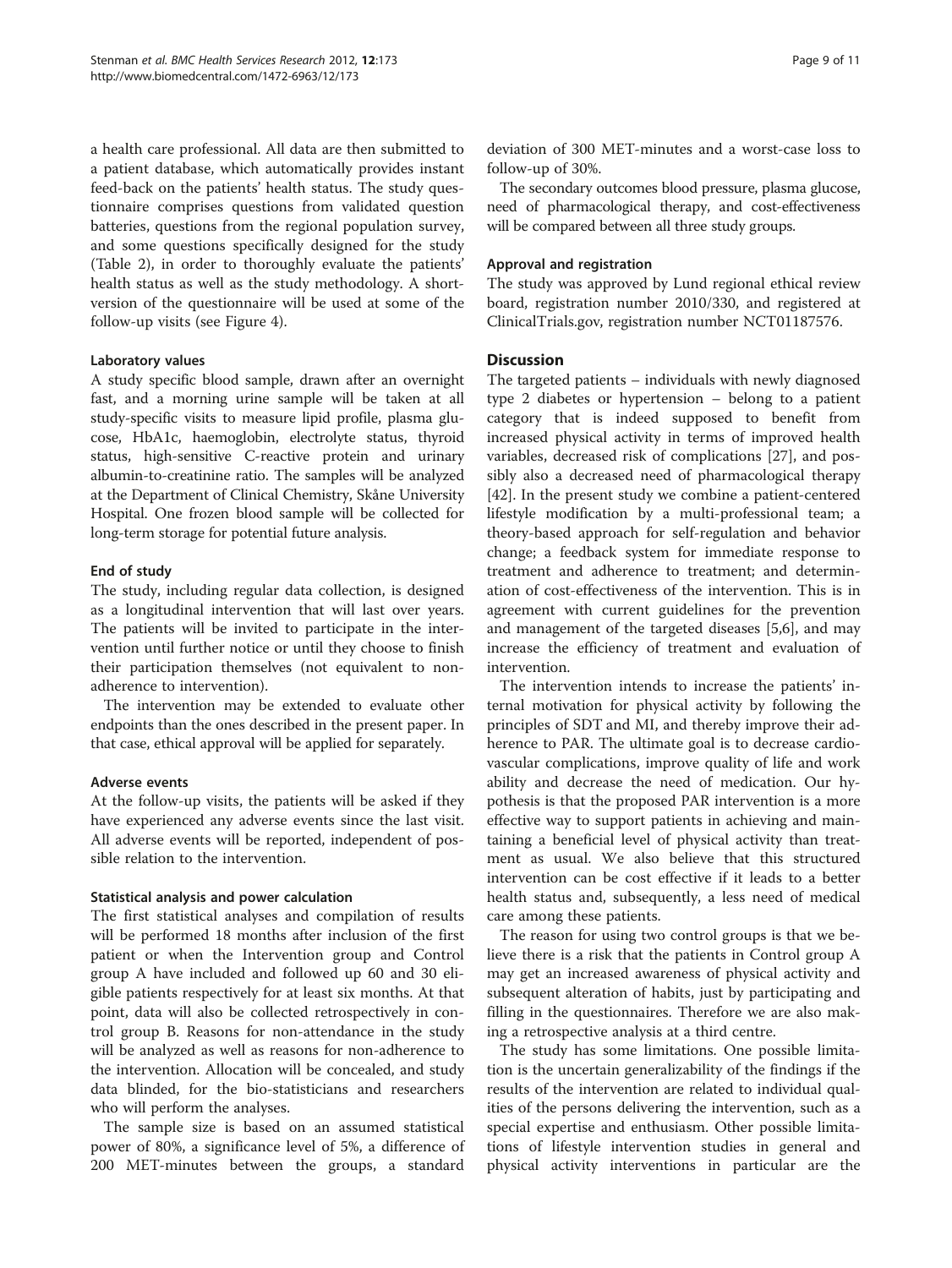a health care professional. All data are then submitted to a patient database, which automatically provides instant feed-back on the patients' health status. The study questionnaire comprises questions from validated question batteries, questions from the regional population survey, and some questions specifically designed for the study (Table 2), in order to thoroughly evaluate the patients' health status as well as the study methodology. A short-version of the questionnaire will be used at some of the follow-up visits (see Figure 4).

### Laboratory values

A study specific blood sample, drawn after an overnight fast, and a morning urine sample will be taken at all study-specific visits to measure lipid profile, plasma glucose, HbA1c, haemoglobin, electrolyte status, thyroid status, high-sensitive C-reactive protein and urinary albumin-to-creatinine ratio. The samples will be analyzed at the Department of Clinical Chemistry, Skåne University Hospital. One frozen blood sample will be collected for long-term storage for potential future analysis.

### End of study

The study, including regular data collection, is designed as a longitudinal intervention that will last over years. The patients will be invited to participate in the intervention until further notice or until they choose to finish their participation themselves (not equivalent to non-adherence to intervention).

The intervention may be extended to evaluate other endpoints than the ones described in the present paper. In that case, ethical approval will be applied for separately.

### Adverse events

At the follow-up visits, the patients will be asked if they have experienced any adverse events since the last visit. All adverse events will be reported, independent of possible relation to the intervention.

### Statistical analysis and power calculation

The first statistical analyses and compilation of results will be performed 18 months after inclusion of the first patient or when the Intervention group and Control group A have included and followed up 60 and 30 eligible patients respectively for at least six months. At that point, data will also be collected retrospectively in control group B. Reasons for non-attendance in the study will be analyzed as well as reasons for non-adherence to the intervention. Allocation will be concealed, and study data blinded, for the bio-statisticians and researchers who will perform the analyses.

The sample size is based on an assumed statistical power of 80%, a significance level of 5%, a difference of 200 MET-minutes between the groups, a standard deviation of 300 MET-minutes and a worst-case loss to follow-up of 30%.

The secondary outcomes blood pressure, plasma glucose, need of pharmacological therapy, and cost-effectiveness will be compared between all three study groups.

### Approval and registration

The study was approved by Lund regional ethical review board, registration number 2010/330, and registered at ClinicalTrials.gov, registration number NCT01187576.

## Discussion

The targeted patients – individuals with newly diagnosed type 2 diabetes or hypertension – belong to a patient category that is indeed supposed to benefit from increased physical activity in terms of improved health variables, decreased risk of complications [27], and possibly also a decreased need of pharmacological therapy [42]. In the present study we combine a patient-centered lifestyle modification by a multi-professional team; a theory-based approach for self-regulation and behavior change; a feedback system for immediate response to treatment and adherence to treatment; and determination of cost-effectiveness of the intervention. This is in agreement with current guidelines for the prevention and management of the targeted diseases [5,6], and may increase the efficiency of treatment and evaluation of intervention.

The intervention intends to increase the patients' internal motivation for physical activity by following the principles of SDT and MI, and thereby improve their adherence to PAR. The ultimate goal is to decrease cardiovascular complications, improve quality of life and work ability and decrease the need of medication. Our hypothesis is that the proposed PAR intervention is a more effective way to support patients in achieving and maintaining a beneficial level of physical activity than treatment as usual. We also believe that this structured intervention can be cost effective if it leads to a better health status and, subsequently, a less need of medical care among these patients.

The reason for using two control groups is that we believe there is a risk that the patients in Control group A may get an increased awareness of physical activity and subsequent alteration of habits, just by participating and filling in the questionnaires. Therefore we are also making a retrospective analysis at a third centre.

The study has some limitations. One possible limitation is the uncertain generalizability of the findings if the results of the intervention are related to individual qualities of the persons delivering the intervention, such as a special expertise and enthusiasm. Other possible limitations of lifestyle intervention studies in general and physical activity interventions in particular are the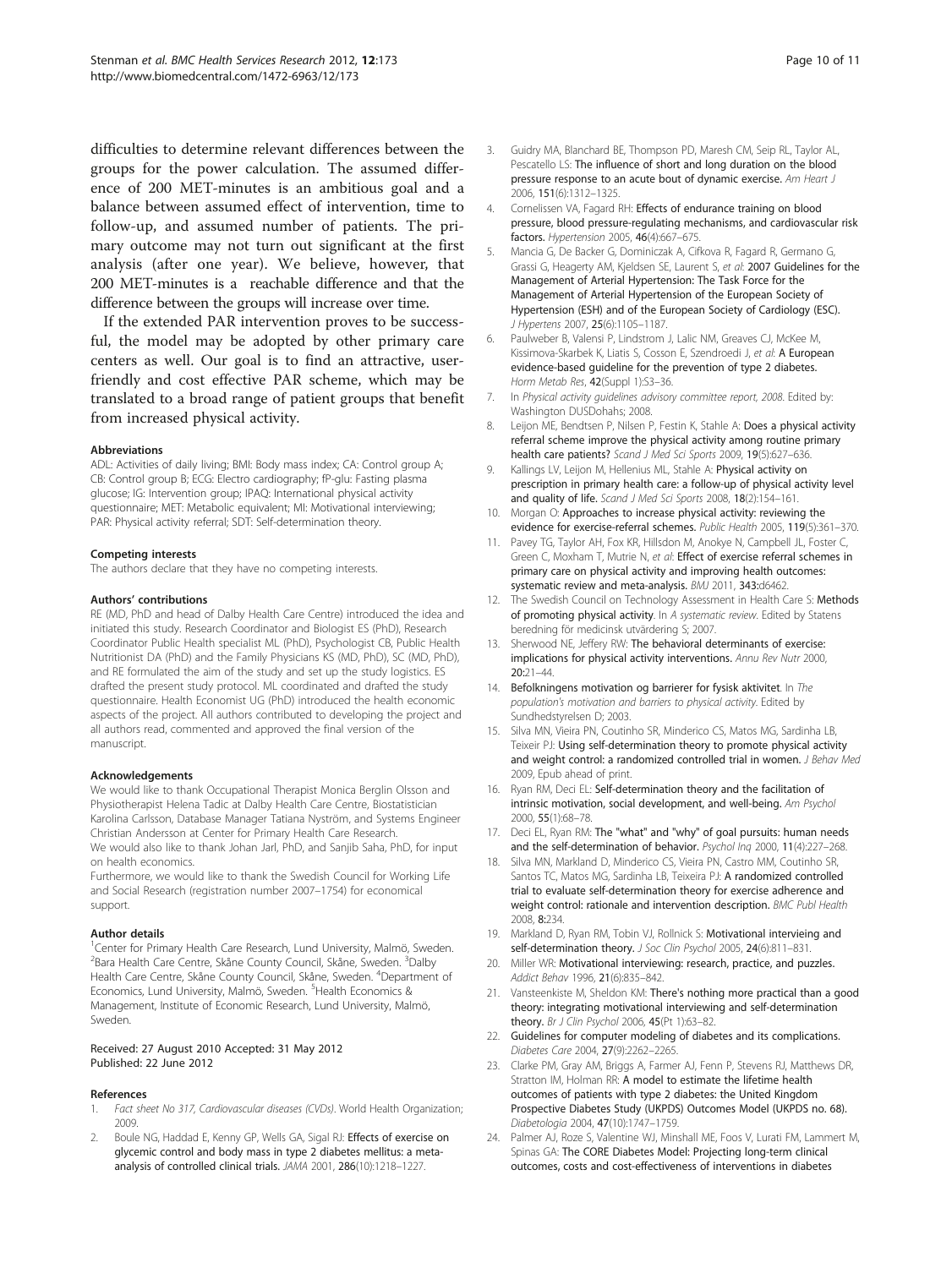difficulties to determine relevant differences between the groups for the power calculation. The assumed difference of 200 MET-minutes is an ambitious goal and a balance between assumed effect of intervention, time to follow-up, and assumed number of patients. The primary outcome may not turn out significant at the first analysis (after one year). We believe, however, that 200 MET-minutes is a reachable difference and that the difference between the groups will increase over time.

If the extended PAR intervention proves to be successful, the model may be adopted by other primary care centers as well. Our goal is to find an attractive, user-friendly and cost effective PAR scheme, which may be translated to a broad range of patient groups that benefit from increased physical activity.

#### Abbreviations

ADL: Activities of daily living; BMI: Body mass index; CA: Control group A; CB: Control group B; ECG: Electro cardiography; fP-glu: Fasting plasma glucose; IG: Intervention group; IPAQ: International physical activity questionnaire; MET: Metabolic equivalent; MI: Motivational interviewing; PAR: Physical activity referral; SDT: Self-determination theory.

#### Competing interests

The authors declare that they have no competing interests.

#### Authors' contributions

RE (MD, PhD and head of Dalby Health Care Centre) introduced the idea and initiated this study. Research Coordinator and Biologist ES (PhD), Research Coordinator Public Health specialist ML (PhD), Psychologist CB, Public Health Nutritionist DA (PhD) and the Family Physicians KS (MD, PhD), SC (MD, PhD), and RE formulated the aim of the study and set up the study logistics. ES drafted the present study protocol. ML coordinated and drafted the study questionnaire. Health Economist UG (PhD) introduced the health economic aspects of the project. All authors contributed to developing the project and all authors read, commented and approved the final version of the manuscript.

#### Acknowledgements

We would like to thank Occupational Therapist Monica Berglin Olsson and Physiotherapist Helena Tadic at Dalby Health Care Centre, Biostatistician Karolina Carlsson, Database Manager Tatiana Nyström, and Systems Engineer Christian Andersson at Center for Primary Health Care Research.

We would also like to thank Johan Jarl, PhD, and Sanjib Saha, PhD, for input on health economics.

Furthermore, we would like to thank the Swedish Council for Working Life and Social Research (registration number 2007–1754) for economical support.

#### Author details

[1]Center for Primary Health Care Research, Lund University, Malmö, Sweden. [2]Bara Health Care Centre, Skåne County Council, Skåne, Sweden. [3]Dalby Health Care Centre, Skåne County Council, Skåne, Sweden. [4]Department of Economics, Lund University, Malmö, Sweden. [5]Health Economics & Management, Institute of Economic Research, Lund University, Malmö, Sweden.

Received: 27 August 2010 Accepted: 31 May 2012
Published: 22 June 2012

#### References

1. *Fact sheet No 317, Cardiovascular diseases (CVDs)*. World Health Organization; 2009.
2. Boule NG, Haddad E, Kenny GP, Wells GA, Sigal RJ: **Effects of exercise on glycemic control and body mass in type 2 diabetes mellitus: a meta-analysis of controlled clinical trials.** *JAMA* 2001, **286**(10):1218–1227.
3. Guidry MA, Blanchard BE, Thompson PD, Maresh CM, Seip RL, Taylor AL, Pescatello LS: **The influence of short and long duration on the blood pressure response to an acute bout of dynamic exercise.** *Am Heart J* 2006, **151**(6):1312–1325.
4. Cornelissen VA, Fagard RH: **Effects of endurance training on blood pressure, blood pressure-regulating mechanisms, and cardiovascular risk factors.** *Hypertension* 2005, **46**(4):667–675.
5. Mancia G, De Backer G, Dominiczak A, Cifkova R, Fagard R, Germano G, Grassi G, Heagerty AM, Kjeldsen SE, Laurent S, *et al*: **2007 Guidelines for the Management of Arterial Hypertension: The Task Force for the Management of Arterial Hypertension of the European Society of Hypertension (ESH) and of the European Society of Cardiology (ESC).** *J Hypertens* 2007, **25**(6):1105–1187.
6. Paulweber B, Valensi P, Lindstrom J, Lalic NM, Greaves CJ, McKee M, Kissimova-Skarbek K, Liatis S, Cosson E, Szendroedi J, *et al*: **A European evidence-based guideline for the prevention of type 2 diabetes.** *Horm Metab Res*, **42**(Suppl 1):S3–36.
7. In *Physical activity guidelines advisory committee report, 2008*. Edited by: Washington DUSDohahs; 2008.
8. Leijon ME, Bendtsen P, Nilsen P, Festin K, Stahle A: **Does a physical activity referral scheme improve the physical activity among routine primary health care patients?** *Scand J Med Sci Sports* 2009, **19**(5):627–636.
9. Kallings LV, Leijon M, Hellenius ML, Stahle A: **Physical activity on prescription in primary health care: a follow-up of physical activity level and quality of life.** *Scand J Med Sci Sports* 2008, **18**(2):154–161.
10. Morgan O: **Approaches to increase physical activity: reviewing the evidence for exercise-referral schemes.** *Public Health* 2005, **119**(5):361–370.
11. Pavey TG, Taylor AH, Fox KR, Hillsdon M, Anokye N, Campbell JL, Foster C, Green C, Moxham T, Mutrie N, *et al*: **Effect of exercise referral schemes in primary care on physical activity and improving health outcomes: systematic review and meta-analysis.** *BMJ* 2011, **343:**d6462.
12. The Swedish Council on Technology Assessment in Health Care S: **Methods of promoting physical activity**. In *A systematic review*. Edited by Statens beredning för medicinsk utvärdering S; 2007.
13. Sherwood NE, Jeffery RW: **The behavioral determinants of exercise: implications for physical activity interventions.** *Annu Rev Nutr* 2000, **20:**21–44.
14. **Befolkningens motivation og barrierer for fysisk aktivitet**. In *The population's motivation and barriers to physical activity*. Edited by Sundhedstyrelsen D; 2003.
15. Silva MN, Vieira PN, Coutinho SR, Minderico CS, Matos MG, Sardinha LB, Teixeir PJ: **Using self-determination theory to promote physical activity and weight control: a randomized controlled trial in women.** *J Behav Med* 2009, Epub ahead of print.
16. Ryan RM, Deci EL: **Self-determination theory and the facilitation of intrinsic motivation, social development, and well-being.** *Am Psychol* 2000, **55**(1):68–78.
17. Deci EL, Ryan RM: **The "what" and "why" of goal pursuits: human needs and the self-determination of behavior.** *Psychol Inq* 2000, **11**(4):227–268.
18. Silva MN, Markland D, Minderico CS, Vieira PN, Castro MM, Coutinho SR, Santos TC, Matos MG, Sardinha LB, Teixeira PJ: **A randomized controlled trial to evaluate self-determination theory for exercise adherence and weight control: rationale and intervention description.** *BMC Publ Health* 2008, **8:**234.
19. Markland D, Ryan RM, Tobin VJ, Rollnick S: **Motivational intervieing and self-determination theory.** *J Soc Clin Psychol* 2005, **24**(6):811–831.
20. Miller WR: **Motivational interviewing: research, practice, and puzzles.** *Addict Behav* 1996, **21**(6):835–842.
21. Vansteenkiste M, Sheldon KM: **There's nothing more practical than a good theory: integrating motivational interviewing and self-determination theory.** *Br J Clin Psychol* 2006, **45**(Pt 1):63–82.
22. **Guidelines for computer modeling of diabetes and its complications.** *Diabetes Care* 2004, **27**(9):2262–2265.
23. Clarke PM, Gray AM, Briggs A, Farmer AJ, Fenn P, Stevens RJ, Matthews DR, Stratton IM, Holman RR: **A model to estimate the lifetime health outcomes of patients with type 2 diabetes: the United Kingdom Prospective Diabetes Study (UKPDS) Outcomes Model (UKPDS no. 68).** *Diabetologia* 2004, **47**(10):1747–1759.
24. Palmer AJ, Roze S, Valentine WJ, Minshall ME, Foos V, Lurati FM, Lammert M, Spinas GA: **The CORE Diabetes Model: Projecting long-term clinical outcomes, costs and cost-effectiveness of interventions in diabetes**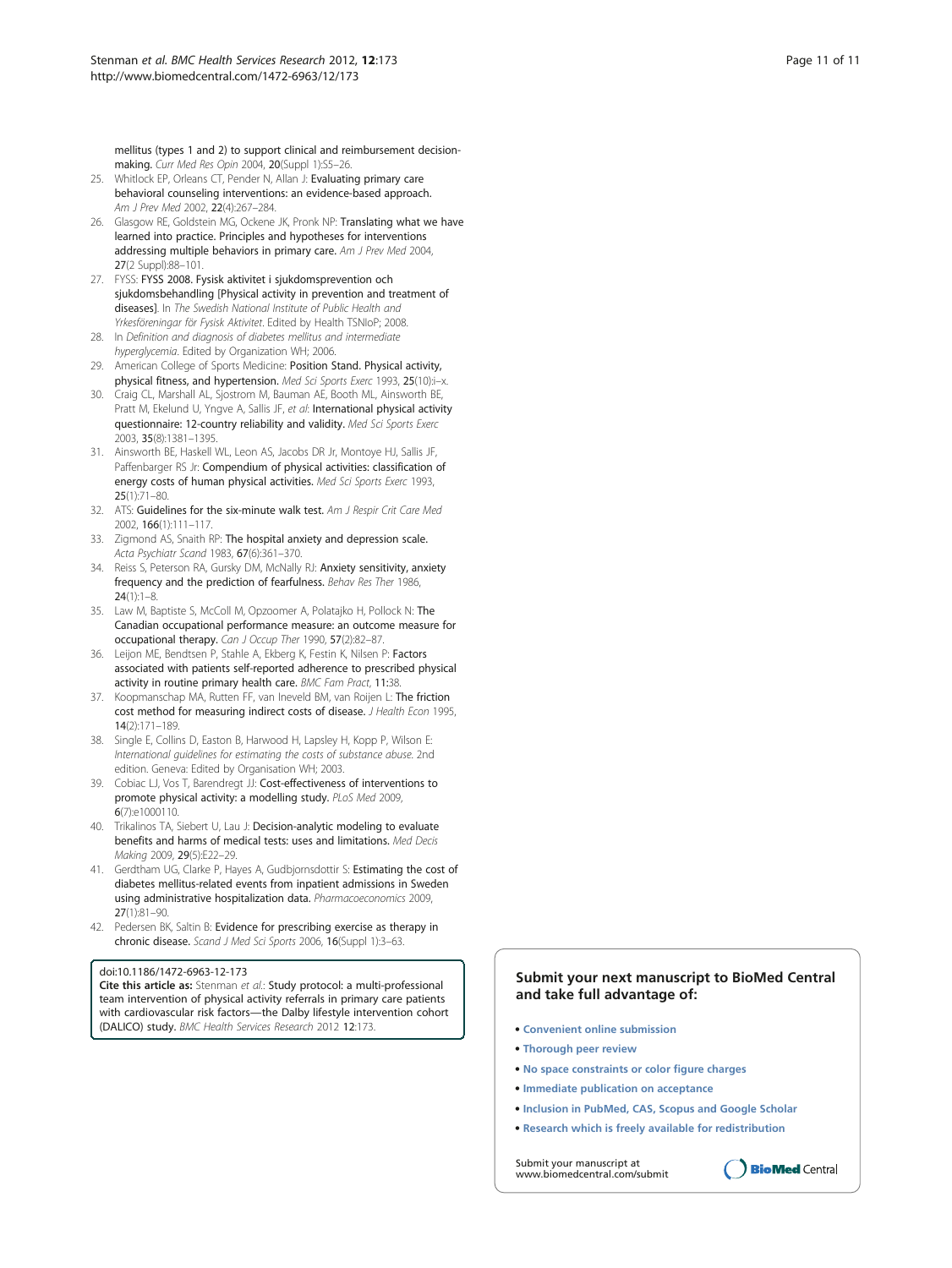mellitus (types 1 and 2) to support clinical and reimbursement decision-making. *Curr Med Res Opin* 2004, **20**(Suppl 1):S5–26.

25. Whitlock EP, Orleans CT, Pender N, Allan J: **Evaluating primary care behavioral counseling interventions: an evidence-based approach.** *Am J Prev Med* 2002, **22**(4):267–284.
26. Glasgow RE, Goldstein MG, Ockene JK, Pronk NP: **Translating what we have learned into practice. Principles and hypotheses for interventions addressing multiple behaviors in primary care.** *Am J Prev Med* 2004, **27**(2 Suppl):88–101.
27. FYSS: **FYSS 2008. Fysisk aktivitet i sjukdomsprevention och sjukdomsbehandling [Physical activity in prevention and treatment of diseases].** In *The Swedish National Institute of Public Health and Yrkesföreningar för Fysisk Aktivitet*. Edited by Health TSNIoP; 2008.
28. In *Definition and diagnosis of diabetes mellitus and intermediate hyperglycemia*. Edited by Organization WH; 2006.
29. American College of Sports Medicine: **Position Stand. Physical activity, physical fitness, and hypertension.** *Med Sci Sports Exerc* 1993, **25**(10):i–x.
30. Craig CL, Marshall AL, Sjostrom M, Bauman AE, Booth ML, Ainsworth BE, Pratt M, Ekelund U, Yngve A, Sallis JF, *et al*: **International physical activity questionnaire: 12-country reliability and validity.** *Med Sci Sports Exerc* 2003, **35**(8):1381–1395.
31. Ainsworth BE, Haskell WL, Leon AS, Jacobs DR Jr, Montoye HJ, Sallis JF, Paffenbarger RS Jr: **Compendium of physical activities: classification of energy costs of human physical activities.** *Med Sci Sports Exerc* 1993, **25**(1):71–80.
32. ATS: **Guidelines for the six-minute walk test.** *Am J Respir Crit Care Med* 2002, **166**(1):111–117.
33. Zigmond AS, Snaith RP: **The hospital anxiety and depression scale.** *Acta Psychiatr Scand* 1983, **67**(6):361–370.
34. Reiss S, Peterson RA, Gursky DM, McNally RJ: **Anxiety sensitivity, anxiety frequency and the prediction of fearfulness.** *Behav Res Ther* 1986, **24**(1):1–8.
35. Law M, Baptiste S, McColl M, Opzoomer A, Polatajko H, Pollock N: **The Canadian occupational performance measure: an outcome measure for occupational therapy.** *Can J Occup Ther* 1990, **57**(2):82–87.
36. Leijon ME, Bendtsen P, Stahle A, Ekberg K, Festin K, Nilsen P: **Factors associated with patients self-reported adherence to prescribed physical activity in routine primary health care.** *BMC Fam Pract*, **11**:38.
37. Koopmanschap MA, Rutten FF, van Ineveld BM, van Roijen L: **The friction cost method for measuring indirect costs of disease.** *J Health Econ* 1995, **14**(2):171–189.
38. Single E, Collins D, Easton B, Harwood H, Lapsley H, Kopp P, Wilson E: *International guidelines for estimating the costs of substance abuse*. 2nd edition. Geneva: Edited by Organisation WH; 2003.
39. Cobiac LJ, Vos T, Barendregt JJ: **Cost-effectiveness of interventions to promote physical activity: a modelling study.** *PLoS Med* 2009, **6**(7):e1000110.
40. Trikalinos TA, Siebert U, Lau J: **Decision-analytic modeling to evaluate benefits and harms of medical tests: uses and limitations.** *Med Decis Making* 2009, **29**(5):E22–29.
41. Gerdtham UG, Clarke P, Hayes A, Gudbjornsdottir S: **Estimating the cost of diabetes mellitus-related events from inpatient admissions in Sweden using administrative hospitalization data.** *Pharmacoeconomics* 2009, **27**(1):81–90.
42. Pedersen BK, Saltin B: **Evidence for prescribing exercise as therapy in chronic disease.** *Scand J Med Sci Sports* 2006, **16**(Suppl 1):3–63.

doi:10.1186/1472-6963-12-173

**Cite this article as:** Stenman *et al.*: Study protocol: a multi-professional team intervention of physical activity referrals in primary care patients with cardiovascular risk factors—the Dalby lifestyle intervention cohort (DALICO) study. *BMC Health Services Research* 2012 **12**:173.

**Submit your next manuscript to BioMed Central and take full advantage of:**

- **Convenient online submission**
- **Thorough peer review**
- **No space constraints or color figure charges**
- **Immediate publication on acceptance**
- **Inclusion in PubMed, CAS, Scopus and Google Scholar**
- **Research which is freely available for redistribution**

Submit your manuscript at www.biomedcentral.com/submit

BioMed Central